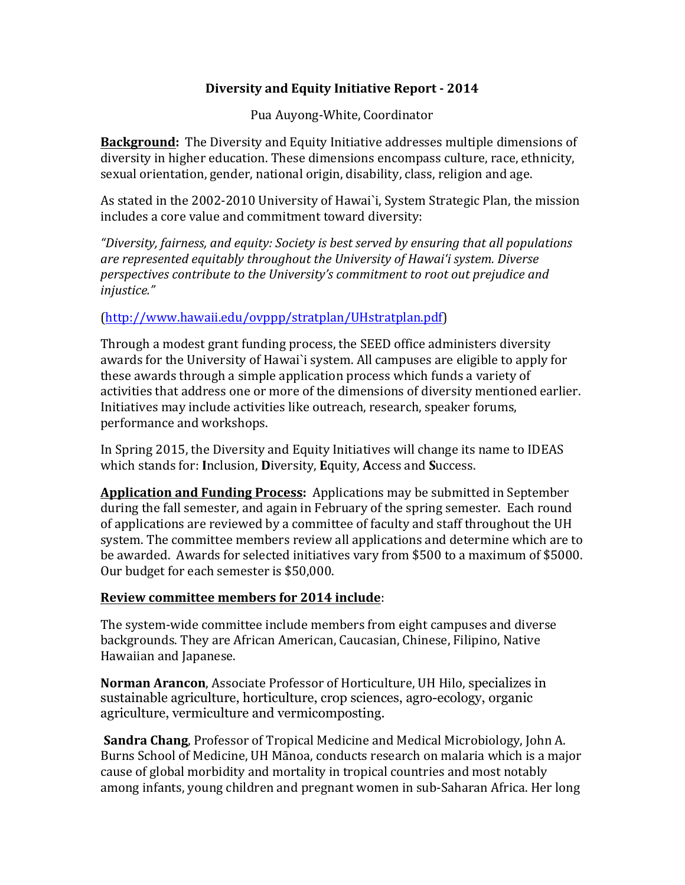# Diversity and Equity Initiative Report - 2014

Pua Auyong-White, Coordinator

**Background:** The Diversity and Equity Initiative addresses multiple dimensions of diversity in higher education. These dimensions encompass culture, race, ethnicity, sexual orientation, gender, national origin, disability, class, religion and age.

As stated in the 2002-2010 University of Hawai`i, System Strategic Plan, the mission includes a core value and commitment toward diversity:

*"Diversity, fairness, and equity: Society is best served by ensuring that all populations are represented equitably throughout the University of Hawai'i system. Diverse perspectives contribute to the University's commitment to root out prejudice and injustice."*

(http://www.hawaii.edu/ovppp/stratplan/UHstratplan.pdf)

Through a modest grant funding process, the SEED office administers diversity awards for the University of Hawai`i system. All campuses are eligible to apply for these awards through a simple application process which funds a variety of activities that address one or more of the dimensions of diversity mentioned earlier. Initiatives may include activities like outreach, research, speaker forums, performance and workshops.

In Spring 2015, the Diversity and Equity Initiatives will change its name to IDEAS which stands for: **I**nclusion, **D**iversity, **E**quity, **A**ccess and **S**uccess.

**Application and Funding Process:** Applications may be submitted in September during the fall semester, and again in February of the spring semester. Each round of applications are reviewed by a committee of faculty and staff throughout the UH system. The committee members review all applications and determine which are to be awarded. Awards for selected initiatives vary from $500 to a maximum of $5000. Our budget for each semester is $50,000.

**Review committee members for 2014 include**:

The system-wide committee include members from eight campuses and diverse backgrounds. They are African American, Caucasian, Chinese, Filipino, Native Hawaiian and Japanese.

**Norman Arancon**, Associate Professor of Horticulture, UH Hilo, specializes in sustainable agriculture, horticulture, crop sciences, agro-ecology, organic agriculture, vermiculture and vermicomposting.

**Sandra Chang**, Professor of Tropical Medicine and Medical Microbiology, John A. Burns School of Medicine, UH Mānoa, conducts research on malaria which is a major cause of global morbidity and mortality in tropical countries and most notably among infants, young children and pregnant women in sub-Saharan Africa. Her long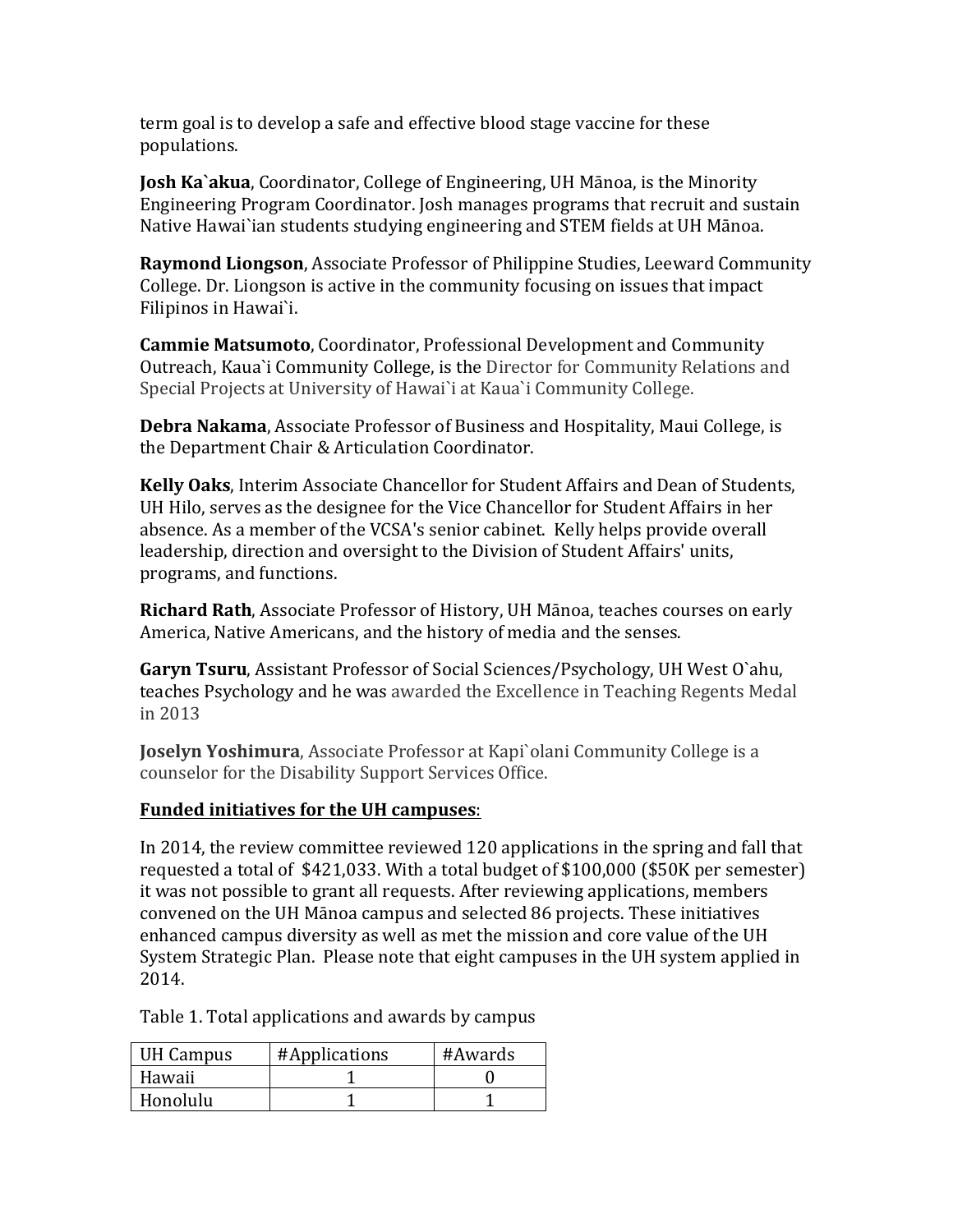term goal is to develop a safe and effective blood stage vaccine for these populations.

**Josh Ka`akua**, Coordinator, College of Engineering, UH Mānoa, is the Minority Engineering Program Coordinator. Josh manages programs that recruit and sustain Native Hawai`ian students studying engineering and STEM fields at UH Mānoa.

**Raymond Liongson**, Associate Professor of Philippine Studies, Leeward Community College. Dr. Liongson is active in the community focusing on issues that impact Filipinos in Hawai`i.

**Cammie Matsumoto**, Coordinator, Professional Development and Community Outreach, Kaua`i Community College, is the Director for Community Relations and Special Projects at University of Hawai`i at Kaua`i Community College.

**Debra Nakama**, Associate Professor of Business and Hospitality, Maui College, is the Department Chair & Articulation Coordinator.

**Kelly Oaks**, Interim Associate Chancellor for Student Affairs and Dean of Students, UH Hilo, serves as the designee for the Vice Chancellor for Student Affairs in her absence. As a member of the VCSA's senior cabinet. Kelly helps provide overall leadership, direction and oversight to the Division of Student Affairs' units, programs, and functions.

**Richard Rath**, Associate Professor of History, UH Mānoa, teaches courses on early America, Native Americans, and the history of media and the senses.

**Garyn Tsuru**, Assistant Professor of Social Sciences/Psychology, UH West O`ahu, teaches Psychology and he was awarded the Excellence in Teaching Regents Medal in 2013

**Joselyn Yoshimura**, Associate Professor at Kapi`olani Community College is a counselor for the Disability Support Services Office.

**Funded initiatives for the UH campuses**:

In 2014, the review committee reviewed 120 applications in the spring and fall that requested a total of $421,033. With a total budget of $100,000 ($50K per semester) it was not possible to grant all requests. After reviewing applications, members convened on the UH Mānoa campus and selected 86 projects. These initiatives enhanced campus diversity as well as met the mission and core value of the UH System Strategic Plan. Please note that eight campuses in the UH system applied in 2014.

Table 1. Total applications and awards by campus

| UH Campus | #Applications | #Awards |
|---|---|---|
| Hawaii | 1 | 0 |
| Honolulu | 1 | 1 |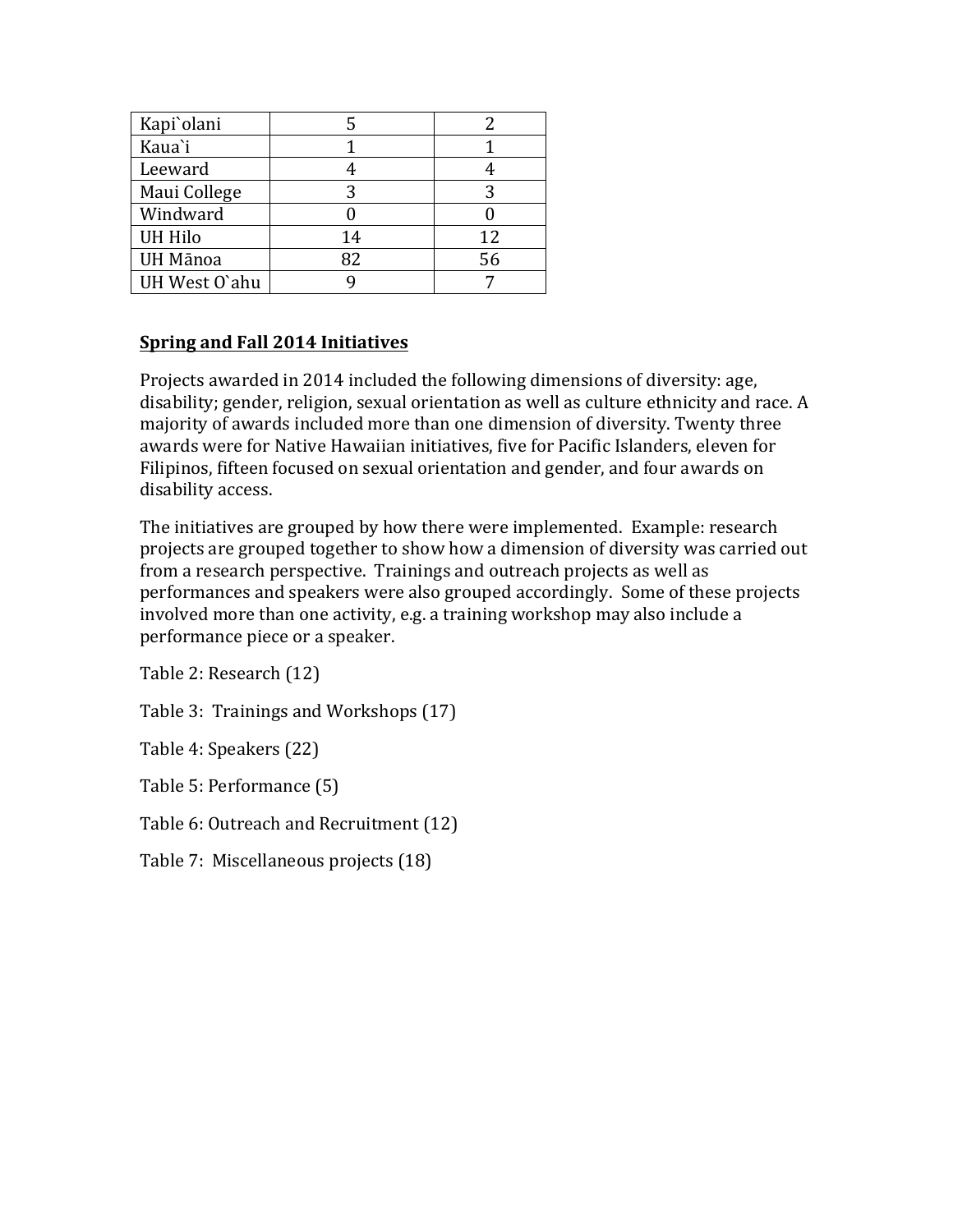| Kapi`olani | 5 | 2 |
|---|---|---|
| Kaua`i | 1 | 1 |
| Leeward | 4 | 4 |
| Maui College | 3 | 3 |
| Windward | 0 | 0 |
| UH Hilo | 14 | 12 |
| UH Mānoa | 82 | 56 |
| UH West O`ahu | 9 | 7 |

**Spring and Fall 2014 Initiatives**

Projects awarded in 2014 included the following dimensions of diversity: age, disability; gender, religion, sexual orientation as well as culture ethnicity and race. A majority of awards included more than one dimension of diversity. Twenty three awards were for Native Hawaiian initiatives, five for Pacific Islanders, eleven for Filipinos, fifteen focused on sexual orientation and gender, and four awards on disability access.

The initiatives are grouped by how there were implemented. Example: research projects are grouped together to show how a dimension of diversity was carried out from a research perspective. Trainings and outreach projects as well as performances and speakers were also grouped accordingly. Some of these projects involved more than one activity, e.g. a training workshop may also include a performance piece or a speaker.

Table 2: Research (12)

Table 3: Trainings and Workshops (17)

Table 4: Speakers (22)

Table 5: Performance (5)

Table 6: Outreach and Recruitment (12)

Table 7: Miscellaneous projects (18)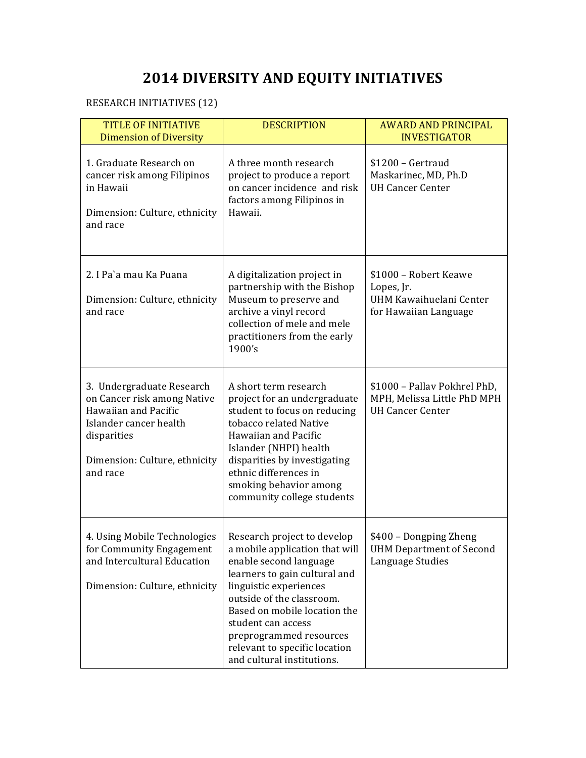# 2014 DIVERSITY AND EQUITY INITIATIVES

RESEARCH INITIATIVES (12)

| TITLE OF INITIATIVE<br>Dimension of Diversity | DESCRIPTION | AWARD AND PRINCIPAL INVESTIGATOR |
|---|---|---|
| 1. Graduate Research on cancer risk among Filipinos in Hawaii<br><br>Dimension: Culture, ethnicity and race | A three month research project to produce a report on cancer incidence and risk factors among Filipinos in Hawaii. | $1200 – Gertraud Maskarinec, MD, Ph.D<br>UH Cancer Center |
| 2. I Pa`a mau Ka Puana<br><br>Dimension: Culture, ethnicity and race | A digitalization project in partnership with the Bishop Museum to preserve and archive a vinyl record collection of mele and mele practitioners from the early 1900's | $1000 – Robert Keawe Lopes, Jr.<br>UHM Kawaihuelani Center for Hawaiian Language |
| 3. Undergraduate Research on Cancer risk among Native Hawaiian and Pacific Islander cancer health disparities<br><br>Dimension: Culture, ethnicity and race | A short term research project for an undergraduate student to focus on reducing tobacco related Native Hawaiian and Pacific Islander (NHPI) health disparities by investigating ethnic differences in smoking behavior among community college students | $1000 – Pallav Pokhrel PhD, MPH, Melissa Little PhD MPH<br>UH Cancer Center |
| 4. Using Mobile Technologies for Community Engagement and Intercultural Education<br><br>Dimension: Culture, ethnicity | Research project to develop a mobile application that will enable second language learners to gain cultural and linguistic experiences outside of the classroom. Based on mobile location the student can access preprogrammed resources relevant to specific location and cultural institutions. | $400 – Dongping Zheng<br>UHM Department of Second Language Studies |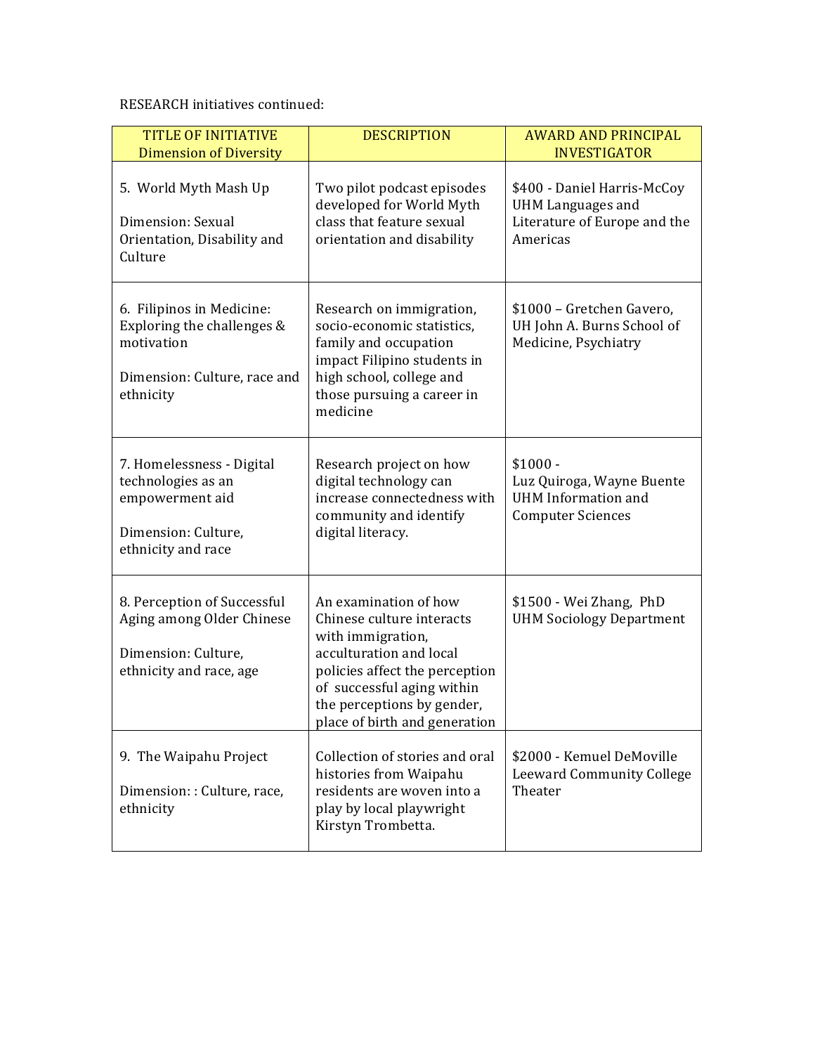RESEARCH initiatives continued:

| TITLE OF INITIATIVE Dimension of Diversity | DESCRIPTION | AWARD AND PRINCIPAL INVESTIGATOR |
|---|---|---|
| 5. World Myth Mash Up<br><br>Dimension: Sexual Orientation, Disability and Culture | Two pilot podcast episodes developed for World Myth class that feature sexual orientation and disability | $400 - Daniel Harris-McCoy UHM Languages and Literature of Europe and the Americas |
| 6. Filipinos in Medicine: Exploring the challenges & motivation<br><br>Dimension: Culture, race and ethnicity | Research on immigration, socio-economic statistics, family and occupation impact Filipino students in high school, college and those pursuing a career in medicine | $1000 – Gretchen Gavero, UH John A. Burns School of Medicine, Psychiatry |
| 7. Homelessness - Digital technologies as an empowerment aid<br><br>Dimension: Culture, ethnicity and race | Research project on how digital technology can increase connectedness with community and identify digital literacy. | $1000 -<br>Luz Quiroga, Wayne Buente UHM Information and Computer Sciences |
| 8. Perception of Successful Aging among Older Chinese<br><br>Dimension: Culture, ethnicity and race, age | An examination of how Chinese culture interacts with immigration, acculturation and local policies affect the perception of successful aging within the perceptions by gender, place of birth and generation | $1500 - Wei Zhang, PhD UHM Sociology Department |
| 9. The Waipahu Project<br><br>Dimension: : Culture, race, ethnicity | Collection of stories and oral histories from Waipahu residents are woven into a play by local playwright Kirstyn Trombetta. | $2000 - Kemuel DeMoville Leeward Community College Theater |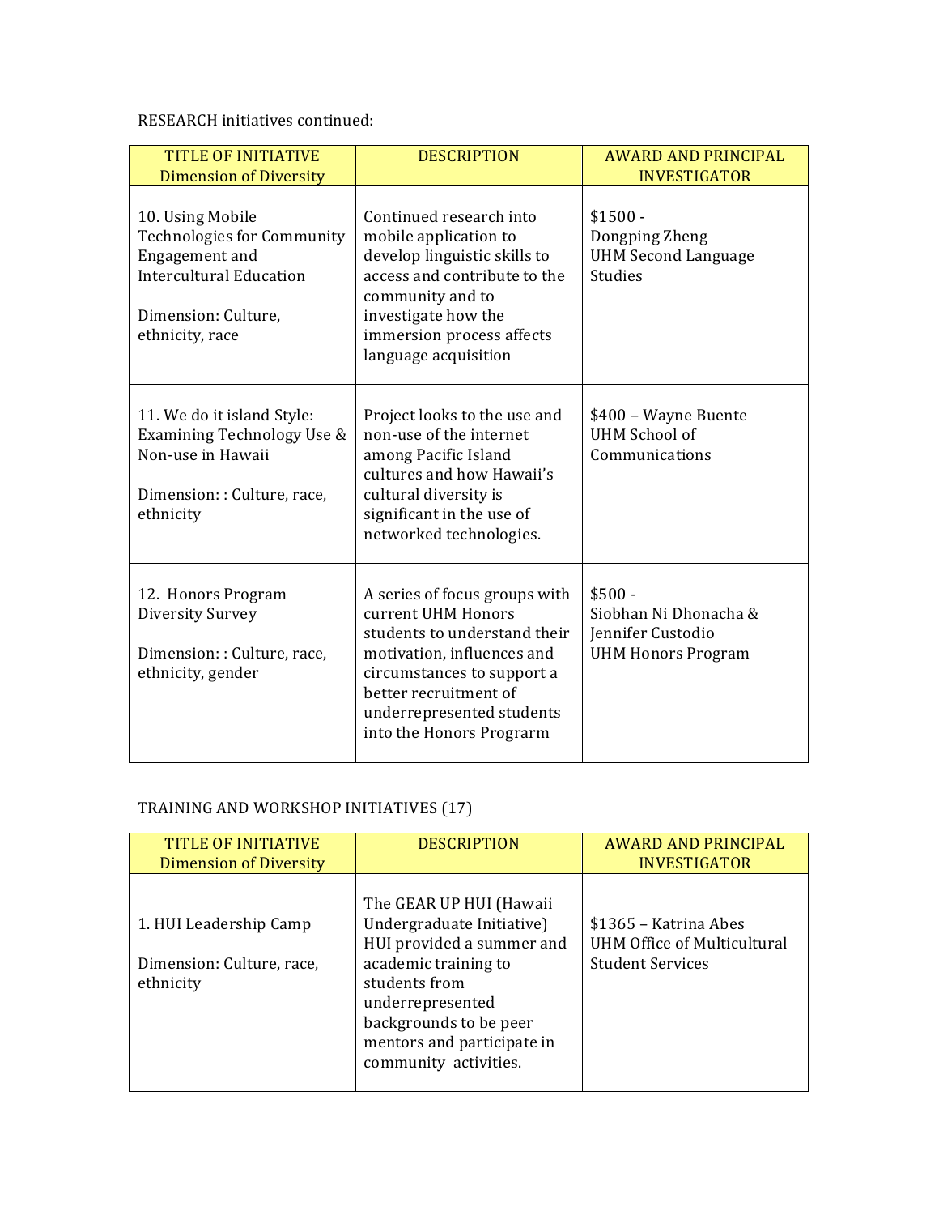RESEARCH initiatives continued:

| TITLE OF INITIATIVE Dimension of Diversity | DESCRIPTION | AWARD AND PRINCIPAL INVESTIGATOR |
|---|---|---|
| 10. Using Mobile Technologies for Community Engagement and Intercultural Education<br><br>Dimension: Culture, ethnicity, race | Continued research into mobile application to develop linguistic skills to access and contribute to the community and to investigate how the immersion process affects language acquisition | $1500 - Dongping Zheng UHM Second Language Studies |
| 11. We do it island Style: Examining Technology Use & Non-use in Hawaii<br><br>Dimension: : Culture, race, ethnicity | Project looks to the use and non-use of the internet among Pacific Island cultures and how Hawaii's cultural diversity is significant in the use of networked technologies. | $400 – Wayne Buente UHM School of Communications |
| 12. Honors Program Diversity Survey<br><br>Dimension: : Culture, race, ethnicity, gender | A series of focus groups with current UHM Honors students to understand their motivation, influences and circumstances to support a better recruitment of underrepresented students into the Honors Progrарm | $500 - Siobhan Ni Dhonacha & Jennifer Custodio UHM Honors Program |

TRAINING AND WORKSHOP INITIATIVES (17)

| TITLE OF INITIATIVE Dimension of Diversity | DESCRIPTION | AWARD AND PRINCIPAL INVESTIGATOR |
|---|---|---|
| 1. HUI Leadership Camp<br><br>Dimension: Culture, race, ethnicity | The GEAR UP HUI (Hawaii Undergraduate Initiative) HUI provided a summer and academic training to students from underrepresented backgrounds to be peer mentors and participate in community activities. | $1365 – Katrina Abes UHM Office of Multicultural Student Services |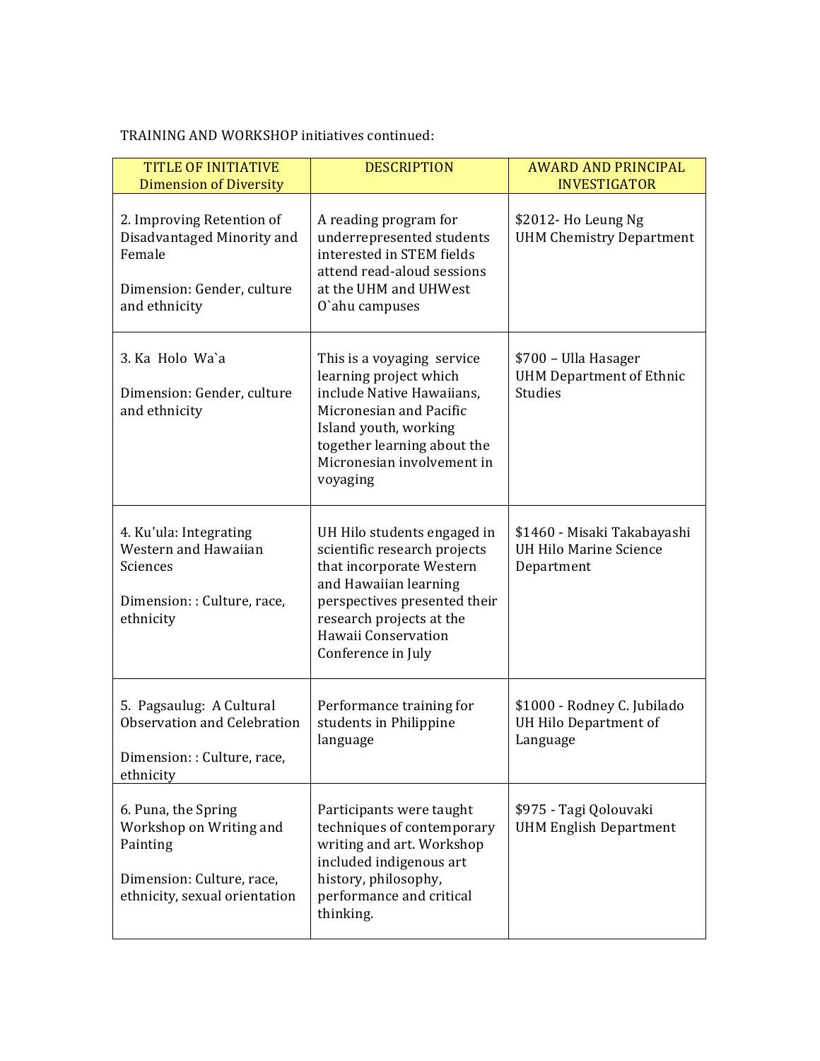TRAINING AND WORKSHOP initiatives continued:

| TITLE OF INITIATIVE<br>Dimension of Diversity | DESCRIPTION | AWARD AND PRINCIPAL INVESTIGATOR |
|---|---|---|
| 2. Improving Retention of Disadvantaged Minority and Female<br><br>Dimension: Gender, culture and ethnicity | A reading program for underrepresented students interested in STEM fields attend read-aloud sessions at the UHM and UHWest O`ahu campuses | $2012- Ho Leung Ng<br>UHM Chemistry Department |
| 3. Ka Holo Wa`a<br><br>Dimension: Gender, culture and ethnicity | This is a voyaging service learning project which include Native Hawaiians, Micronesian and Pacific Island youth, working together learning about the Micronesian involvement in voyaging | $700 – Ulla Hasager<br>UHM Department of Ethnic Studies |
| 4. Ku'ula: Integrating Western and Hawaiian Sciences<br><br>Dimension: : Culture, race, ethnicity | UH Hilo students engaged in scientific research projects that incorporate Western and Hawaiian learning perspectives presented their research projects at the Hawaii Conservation Conference in July | $1460 - Misaki Takabayashi<br>UH Hilo Marine Science Department |
| 5. Pagsaulug: A Cultural Observation and Celebration<br><br>Dimension: : Culture, race, ethnicity | Performance training for students in Philippine language | $1000 - Rodney C. Jubilado<br>UH Hilo Department of Language |
| 6. Puna, the Spring Workshop on Writing and Painting<br><br>Dimension: Culture, race, ethnicity, sexual orientation | Participants were taught techniques of contemporary writing and art. Workshop included indigenous art history, philosophy, performance and critical thinking. | $975 - Tagi Qolouvaki<br>UHM English Department |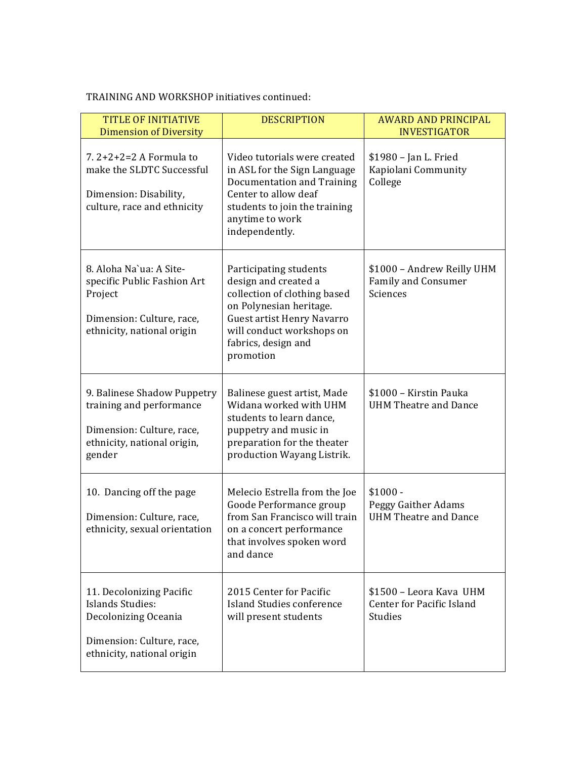TRAINING AND WORKSHOP initiatives continued:

| TITLE OF INITIATIVE<br>Dimension of Diversity | DESCRIPTION | AWARD AND PRINCIPAL INVESTIGATOR |
| --- | --- | --- |
| 7. 2+2+2=2 A Formula to make the SLDTC Successful<br><br>Dimension: Disability, culture, race and ethnicity | Video tutorials were created in ASL for the Sign Language Documentation and Training Center to allow deaf students to join the training anytime to work independently. | $1980 – Jan L. Fried Kapiolani Community College |
| 8. Aloha Na`ua: A Site-specific Public Fashion Art Project<br><br>Dimension: Culture, race, ethnicity, national origin | Participating students design and created a collection of clothing based on Polynesian heritage. Guest artist Henry Navarro will conduct workshops on fabrics, design and promotion | $1000 – Andrew Reilly UHM Family and Consumer Sciences |
| 9. Balinese Shadow Puppetry training and performance<br><br>Dimension: Culture, race, ethnicity, national origin, gender | Balinese guest artist, Made Widana worked with UHM students to learn dance, puppetry and music in preparation for the theater production Wayang Listrik. | $1000 – Kirstin Pauka UHM Theatre and Dance |
| 10. Dancing off the page<br><br>Dimension: Culture, race, ethnicity, sexual orientation | Melecio Estrella from the Joe Goode Performance group from San Francisco will train on a concert performance that involves spoken word and dance | $1000 - Peggy Gaither Adams UHM Theatre and Dance |
| 11. Decolonizing Pacific Islands Studies: Decolonizing Oceania<br><br>Dimension: Culture, race, ethnicity, national origin | 2015 Center for Pacific Island Studies conference will present students | $1500 – Leora Kava UHM Center for Pacific Island Studies |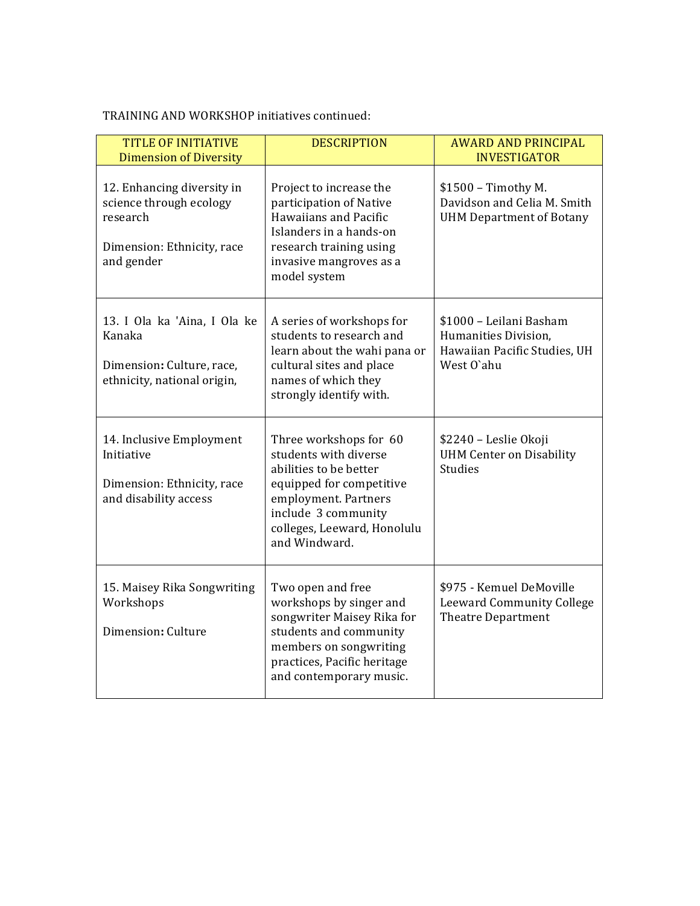TRAINING AND WORKSHOP initiatives continued:

| TITLE OF INITIATIVE<br>Dimension of Diversity | DESCRIPTION | AWARD AND PRINCIPAL INVESTIGATOR |
|---|---|---|
| 12. Enhancing diversity in science through ecology research<br><br>Dimension: Ethnicity, race and gender | Project to increase the participation of Native Hawaiians and Pacific Islanders in a hands-on research training using invasive mangroves as a model system | $1500 – Timothy M. Davidson and Celia M. Smith UHM Department of Botany |
| 13. I Ola ka 'Aina, I Ola ke Kanaka<br><br>Dimension**:** Culture, race, ethnicity, national origin, | A series of workshops for students to research and learn about the wahi pana or cultural sites and place names of which they strongly identify with. | $1000 – Leilani Basham Humanities Division, Hawaiian Pacific Studies, UH West O`ahu |
| 14. Inclusive Employment Initiative<br><br>Dimension: Ethnicity, race and disability access | Three workshops for 60 students with diverse abilities to be better equipped for competitive employment. Partners include 3 community colleges, Leeward, Honolulu and Windward. | $2240 – Leslie Okoji UHM Center on Disability Studies |
| 15. Maisey Rika Songwriting Workshops<br><br>Dimension**:** Culture | Two open and free workshops by singer and songwriter Maisey Rika for students and community members on songwriting practices, Pacific heritage and contemporary music. | $975 - Kemuel DeMoville Leeward Community College Theatre Department |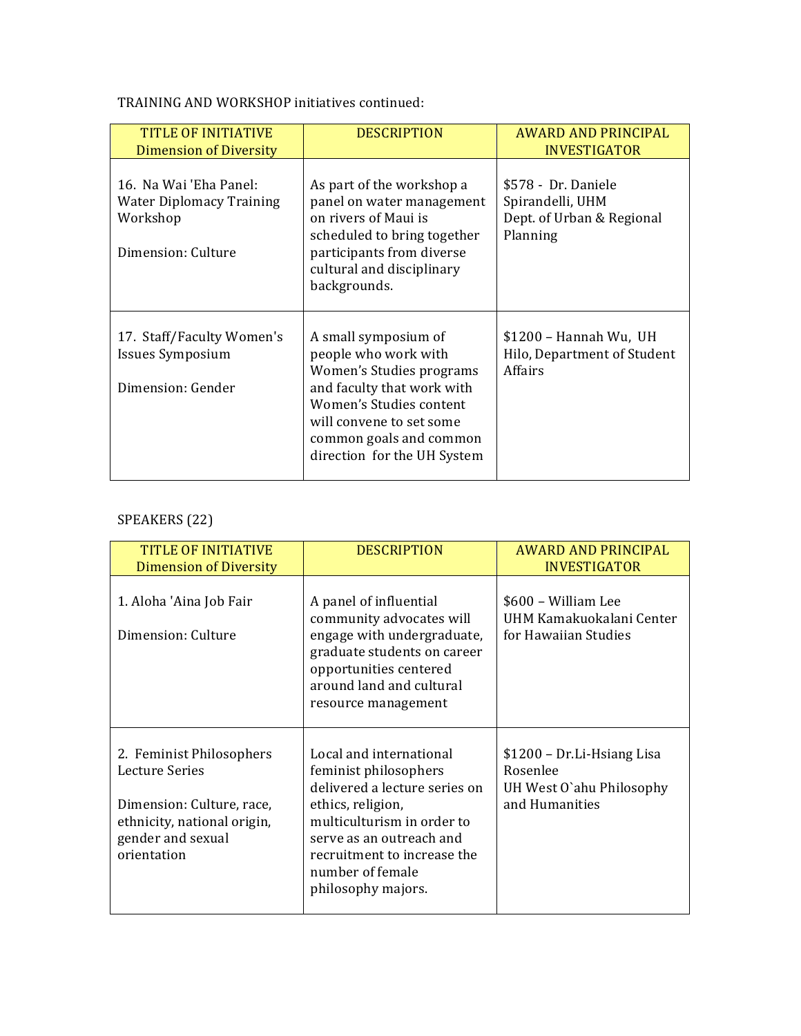TRAINING AND WORKSHOP initiatives continued:

| TITLE OF INITIATIVE<br>Dimension of Diversity | DESCRIPTION | AWARD AND PRINCIPAL INVESTIGATOR |
|---|---|---|
| 16. Na Wai 'Eha Panel: Water Diplomacy Training Workshop<br><br>Dimension: Culture | As part of the workshop a panel on water management on rivers of Maui is scheduled to bring together participants from diverse cultural and disciplinary backgrounds. | \$578 - Dr. Daniele Spirandelli, UHM Dept. of Urban & Regional Planning |
| 17. Staff/Faculty Women's Issues Symposium<br><br>Dimension: Gender | A small symposium of people who work with Women's Studies programs and faculty that work with Women's Studies content will convene to set some common goals and common direction for the UH System | \$1200 – Hannah Wu, UH Hilo, Department of Student Affairs |

SPEAKERS (22)

| TITLE OF INITIATIVE<br>Dimension of Diversity | DESCRIPTION | AWARD AND PRINCIPAL INVESTIGATOR |
|---|---|---|
| 1. Aloha 'Aina Job Fair<br><br>Dimension: Culture | A panel of influential community advocates will engage with undergraduate, graduate students on career opportunities centered around land and cultural resource management | \$600 – William Lee<br>UHM Kamakuokalani Center for Hawaiian Studies |
| 2. Feminist Philosophers Lecture Series<br><br>Dimension: Culture, race, ethnicity, national origin, gender and sexual orientation | Local and international feminist philosophers delivered a lecture series on ethics, religion, multiculturism in order to serve as an outreach and recruitment to increase the number of female philosophy majors. | \$1200 – Dr.Li-Hsiang Lisa Rosenlee<br>UH West O`ahu Philosophy and Humanities |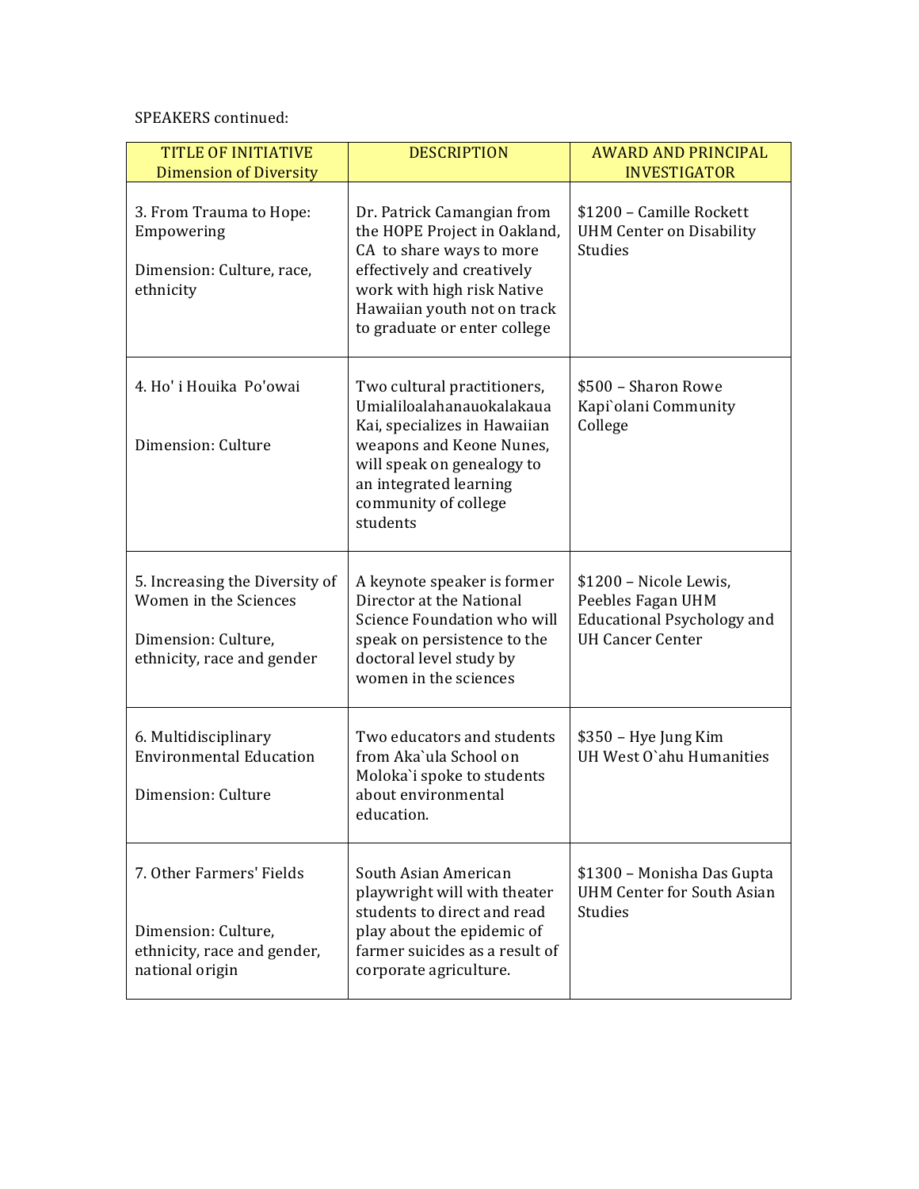SPEAKERS continued:

| TITLE OF INITIATIVE<br>Dimension of Diversity | DESCRIPTION | AWARD AND PRINCIPAL INVESTIGATOR |
|---|---|---|
| 3. From Trauma to Hope: Empowering<br><br>Dimension: Culture, race, ethnicity | Dr. Patrick Camangian from the HOPE Project in Oakland, CA to share ways to more effectively and creatively work with high risk Native Hawaiian youth not on track to graduate or enter college | $1200 – Camille Rockett UHM Center on Disability Studies |
| 4. Ho' i Houika Po'owai<br><br>Dimension: Culture | Two cultural practitioners, Umialiloalahanauokalakaua Kai, specializes in Hawaiian weapons and Keone Nunes, will speak on genealogy to an integrated learning community of college students | $500 – Sharon Rowe Kapi`olani Community College |
| 5. Increasing the Diversity of Women in the Sciences<br><br>Dimension: Culture, ethnicity, race and gender | A keynote speaker is former Director at the National Science Foundation who will speak on persistence to the doctoral level study by women in the sciences | $1200 – Nicole Lewis, Peebles Fagan UHM Educational Psychology and UH Cancer Center |
| 6. Multidisciplinary Environmental Education<br><br>Dimension: Culture | Two educators and students from Aka`ula School on Moloka`i spoke to students about environmental education. | $350 – Hye Jung Kim UH West O`ahu Humanities |
| 7. Other Farmers' Fields<br><br>Dimension: Culture, ethnicity, race and gender, national origin | South Asian American playwright will with theater students to direct and read play about the epidemic of farmer suicides as a result of corporate agriculture. | $1300 – Monisha Das Gupta UHM Center for South Asian Studies |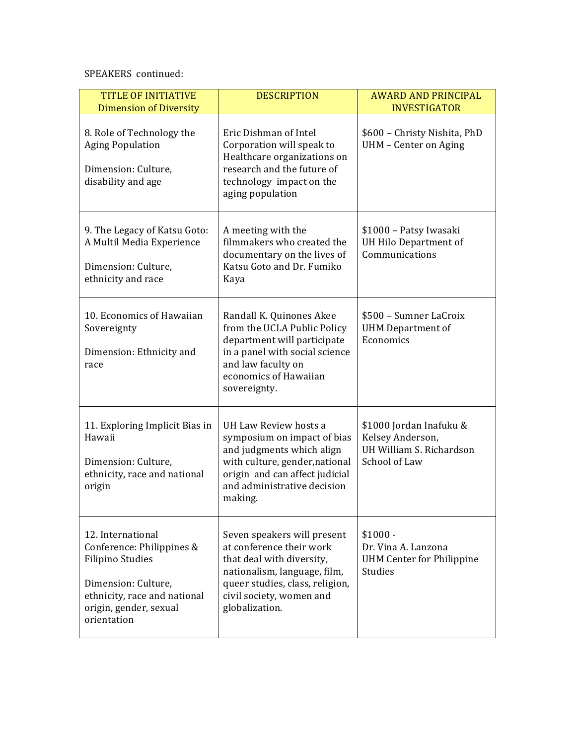SPEAKERS continued:

| TITLE OF INITIATIVE<br>Dimension of Diversity | DESCRIPTION | AWARD AND PRINCIPAL INVESTIGATOR |
|---|---|---|
| 8. Role of Technology the Aging Population<br><br>Dimension: Culture, disability and age | Eric Dishman of Intel Corporation will speak to Healthcare organizations on research and the future of technology impact on the aging population | $600 – Christy Nishita, PhD<br>UHM – Center on Aging |
| 9. The Legacy of Katsu Goto: A Multil Media Experience<br><br>Dimension: Culture, ethnicity and race | A meeting with the filmmakers who created the documentary on the lives of Katsu Goto and Dr. Fumiko Kaya | $1000 – Patsy Iwasaki<br>UH Hilo Department of Communications |
| 10. Economics of Hawaiian Sovereignty<br><br>Dimension: Ethnicity and race | Randall K. Quinones Akee from the UCLA Public Policy department will participate in a panel with social science and law faculty on economics of Hawaiian sovereignty. | $500 – Sumner LaCroix<br>UHM Department of Economics |
| 11. Exploring Implicit Bias in Hawaii<br><br>Dimension: Culture, ethnicity, race and national origin | UH Law Review hosts a symposium on impact of bias and judgments which align with culture, gender,national origin and can affect judicial and administrative decision making. | $1000 Jordan Inafuku & Kelsey Anderson,<br>UH William S. Richardson School of Law |
| 12. International Conference: Philippines & Filipino Studies<br><br>Dimension: Culture, ethnicity, race and national origin, gender, sexual orientation | Seven speakers will present at conference their work that deal with diversity, nationalism, language, film, queer studies, class, religion, civil society, women and globalization. | $1000 -<br>Dr. Vina A. Lanzona<br>UHM Center for Philippine Studies |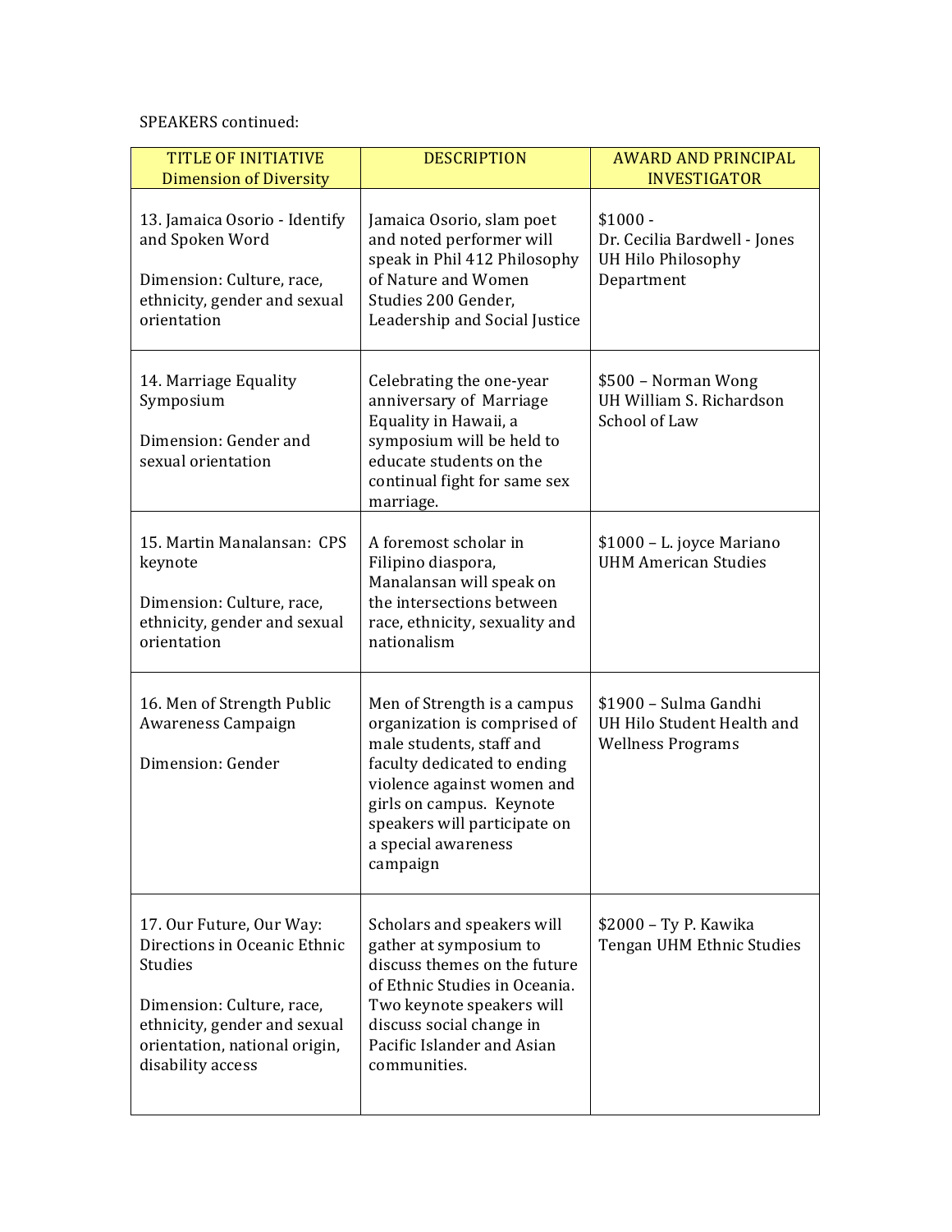SPEAKERS continued:

| TITLE OF INITIATIVE<br>Dimension of Diversity | DESCRIPTION | AWARD AND PRINCIPAL INVESTIGATOR |
|---|---|---|
| 13. Jamaica Osorio - Identify and Spoken Word<br><br>Dimension: Culture, race, ethnicity, gender and sexual orientation | Jamaica Osorio, slam poet and noted performer will speak in Phil 412 Philosophy of Nature and Women Studies 200 Gender, Leadership and Social Justice | $1000 -<br>Dr. Cecilia Bardwell - Jones<br>UH Hilo Philosophy Department |
| 14. Marriage Equality Symposium<br><br>Dimension: Gender and sexual orientation | Celebrating the one-year anniversary of Marriage Equality in Hawaii, a symposium will be held to educate students on the continual fight for same sex marriage. | $500 – Norman Wong<br>UH William S. Richardson School of Law |
| 15. Martin Manalansan: CPS keynote<br><br>Dimension: Culture, race, ethnicity, gender and sexual orientation | A foremost scholar in Filipino diaspora, Manalansan will speak on the intersections between race, ethnicity, sexuality and nationalism | $1000 – L. joyce Mariano<br>UHM American Studies |
| 16. Men of Strength Public Awareness Campaign<br><br>Dimension: Gender | Men of Strength is a campus organization is comprised of male students, staff and faculty dedicated to ending violence against women and girls on campus. Keynote speakers will participate on a special awareness campaign | $1900 – Sulma Gandhi<br>UH Hilo Student Health and Wellness Programs |
| 17. Our Future, Our Way: Directions in Oceanic Ethnic Studies<br><br>Dimension: Culture, race, ethnicity, gender and sexual orientation, national origin, disability access | Scholars and speakers will gather at symposium to discuss themes on the future of Ethnic Studies in Oceania. Two keynote speakers will discuss social change in Pacific Islander and Asian communities. | $2000 – Ty P. Kawika Tengan UHM Ethnic Studies |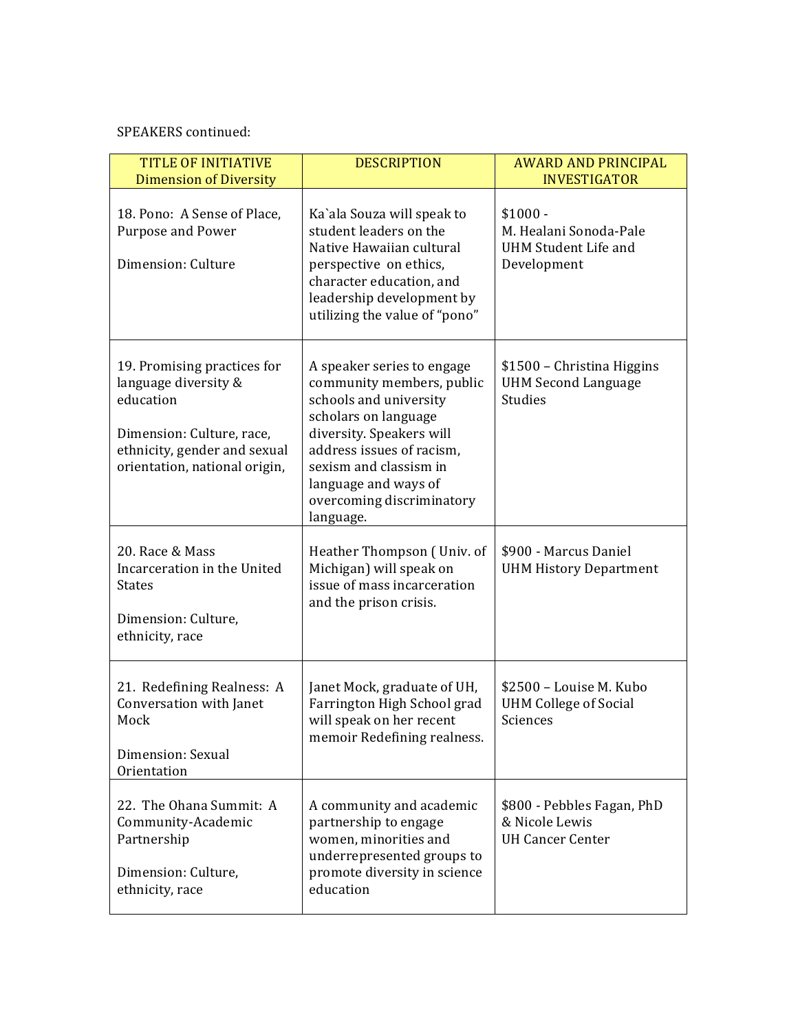SPEAKERS continued:

| TITLE OF INITIATIVE<br>Dimension of Diversity | DESCRIPTION | AWARD AND PRINCIPAL INVESTIGATOR |
|---|---|---|
| 18. Pono: A Sense of Place, Purpose and Power<br><br>Dimension: Culture | Ka`ala Souza will speak to student leaders on the Native Hawaiian cultural perspective on ethics, character education, and leadership development by utilizing the value of "pono" | $1000 -<br>M. Healani Sonoda-Pale<br>UHM Student Life and Development |
| 19. Promising practices for language diversity & education<br><br>Dimension: Culture, race, ethnicity, gender and sexual orientation, national origin, | A speaker series to engage community members, public schools and university scholars on language diversity. Speakers will address issues of racism, sexism and classism in language and ways of overcoming discriminatory language. | $1500 – Christina Higgins<br>UHM Second Language Studies |
| 20. Race & Mass Incarceration in the United States<br><br>Dimension: Culture, ethnicity, race | Heather Thompson ( Univ. of Michigan) will speak on issue of mass incarceration and the prison crisis. | $900 - Marcus Daniel<br>UHM History Department |
| 21. Redefining Realness: A Conversation with Janet Mock<br><br>Dimension: Sexual Orientation | Janet Mock, graduate of UH, Farrington High School grad will speak on her recent memoir Redefining realness. | $2500 – Louise M. Kubo<br>UHM College of Social Sciences |
| 22. The Ohana Summit: A Community-Academic Partnership<br><br>Dimension: Culture, ethnicity, race | A community and academic partnership to engage women, minorities and underrepresented groups to promote diversity in science education | $800 - Pebbles Fagan, PhD & Nicole Lewis<br>UH Cancer Center |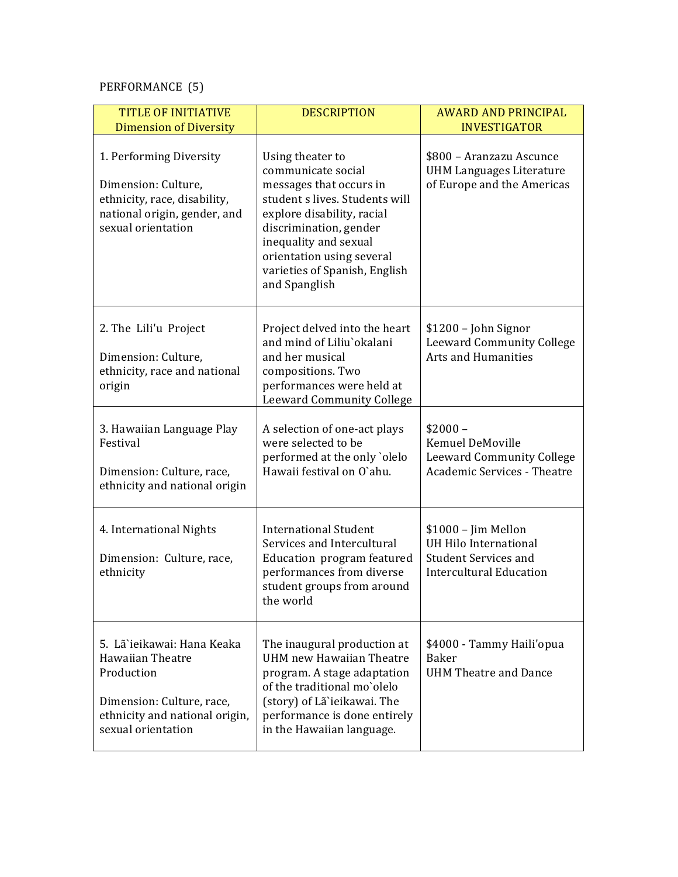PERFORMANCE (5)

| TITLE OF INITIATIVE<br>Dimension of Diversity | DESCRIPTION | AWARD AND PRINCIPAL INVESTIGATOR |
|---|---|---|
| 1. Performing Diversity<br><br>Dimension: Culture, ethnicity, race, disability, national origin, gender, and sexual orientation | Using theater to communicate social messages that occurs in student s lives. Students will explore disability, racial discrimination, gender inequality and sexual orientation using several varieties of Spanish, English and Spanglish | $800 – Aranzazu Ascunce<br>UHM Languages Literature of Europe and the Americas |
| 2. The Lili'u Project<br><br>Dimension: Culture, ethnicity, race and national origin | Project delved into the heart and mind of Liliu`okalani and her musical compositions. Two performances were held at Leeward Community College | $1200 – John Signor<br>Leeward Community College Arts and Humanities |
| 3. Hawaiian Language Play Festival<br><br>Dimension: Culture, race, ethnicity and national origin | A selection of one-act plays were selected to be performed at the only `olelo Hawaii festival on O`ahu. | $2000 –<br>Kemuel DeMoville<br>Leeward Community College Academic Services - Theatre |
| 4. International Nights<br><br>Dimension: Culture, race, ethnicity | International Student Services and Intercultural Education program featured performances from diverse student groups from around the world | $1000 – Jim Mellon<br>UH Hilo International Student Services and Intercultural Education |
| 5. Lã`ieikawai: Hana Keaka Hawaiian Theatre Production<br><br>Dimension: Culture, race, ethnicity and national origin, sexual orientation | The inaugural production at UHM new Hawaiian Theatre program. A stage adaptation of the traditional mo`olelo (story) of Lã`ieikawai. The performance is done entirely in the Hawaiian language. | $4000 - Tammy Haili'opua Baker<br>UHM Theatre and Dance |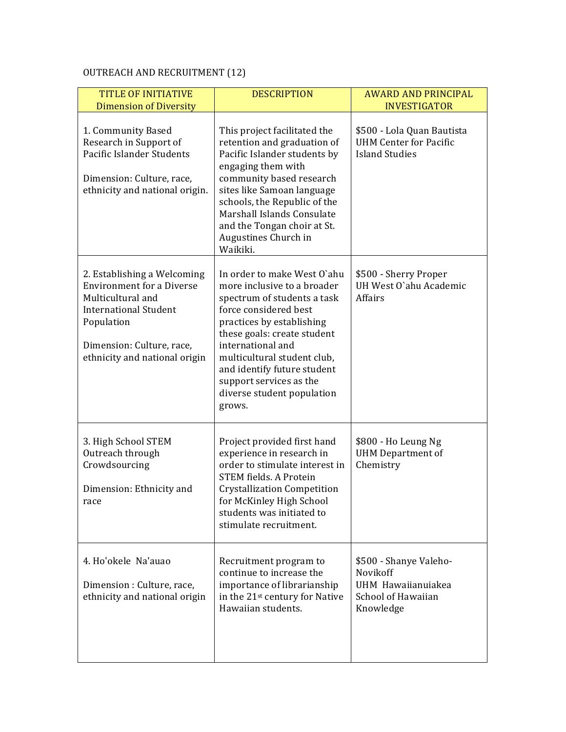OUTREACH AND RECRUITMENT (12)

| TITLE OF INITIATIVE<br>Dimension of Diversity | DESCRIPTION | AWARD AND PRINCIPAL INVESTIGATOR |
|---|---|---|
| 1. Community Based Research in Support of Pacific Islander Students<br><br>Dimension: Culture, race, ethnicity and national origin. | This project facilitated the retention and graduation of Pacific Islander students by engaging them with community based research sites like Samoan language schools, the Republic of the Marshall Islands Consulate and the Tongan choir at St. Augustines Church in Waikiki. | $500 - Lola Quan Bautista<br>UHM Center for Pacific Island Studies |
| 2. Establishing a Welcoming Environment for a Diverse Multicultural and International Student Population<br><br>Dimension: Culture, race, ethnicity and national origin | In order to make West O`ahu more inclusive to a broader spectrum of students a task force considered best practices by establishing these goals: create student international and multicultural student club, and identify future student support services as the diverse student population grows. | $500 - Sherry Proper<br>UH West O`ahu Academic Affairs |
| 3. High School STEM Outreach through Crowdsourcing<br><br>Dimension: Ethnicity and race | Project provided first hand experience in research in order to stimulate interest in STEM fields. A Protein Crystallization Competition for McKinley High School students was initiated to stimulate recruitment. | $800 - Ho Leung Ng<br>UHM Department of Chemistry |
| 4. Ho'okele Na'auao<br><br>Dimension : Culture, race, ethnicity and national origin | Recruitment program to continue to increase the importance of librarianship in the 21st century for Native Hawaiian students. | $500 - Shanye Valeho-Novikoff<br>UHM Hawaiianuiakea School of Hawaiian Knowledge |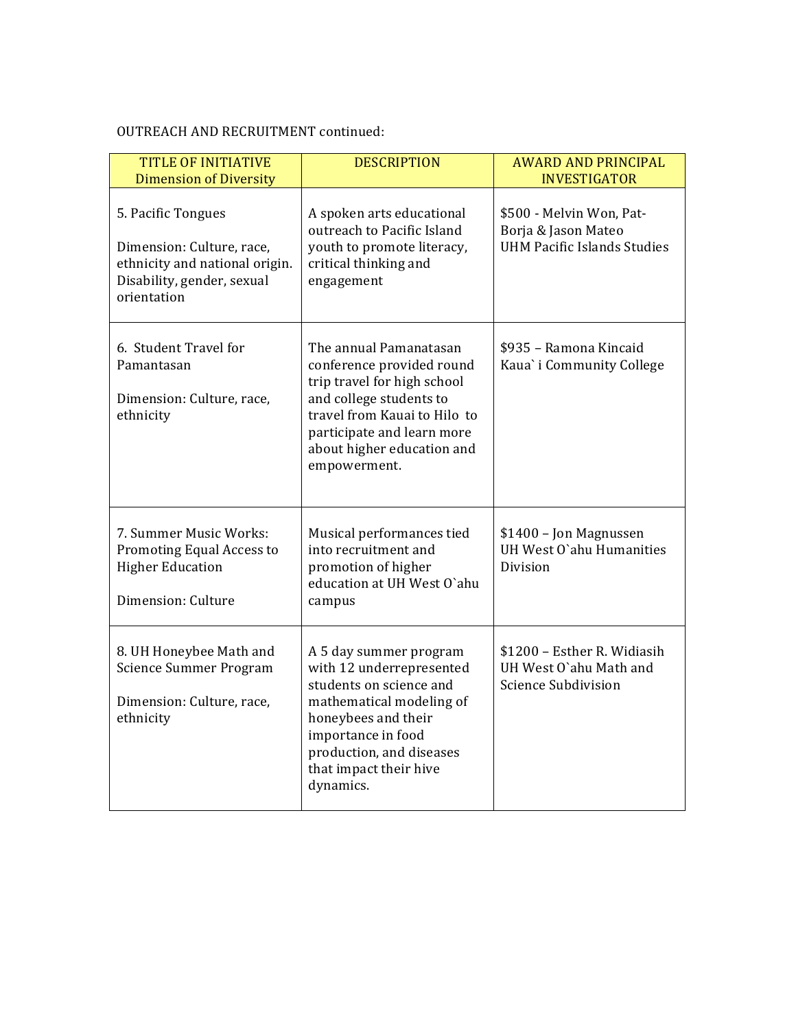OUTREACH AND RECRUITMENT continued:

| TITLE OF INITIATIVE<br>Dimension of Diversity | DESCRIPTION | AWARD AND PRINCIPAL INVESTIGATOR |
|---|---|---|
| 5. Pacific Tongues<br><br>Dimension: Culture, race, ethnicity and national origin. Disability, gender, sexual orientation | A spoken arts educational outreach to Pacific Island youth to promote literacy, critical thinking and engagement | $500 - Melvin Won, Pat-Borja & Jason Mateo<br>UHM Pacific Islands Studies |
| 6. Student Travel for Pamantasan<br><br>Dimension: Culture, race, ethnicity | The annual Pamanatasan conference provided round trip travel for high school and college students to travel from Kauai to Hilo to participate and learn more about higher education and empowerment. | $935 – Ramona Kincaid<br>Kaua` i Community College |
| 7. Summer Music Works: Promoting Equal Access to Higher Education<br><br>Dimension: Culture | Musical performances tied into recruitment and promotion of higher education at UH West O`ahu campus | $1400 – Jon Magnussen<br>UH West O`ahu Humanities Division |
| 8. UH Honeybee Math and Science Summer Program<br><br>Dimension: Culture, race, ethnicity | A 5 day summer program with 12 underrepresented students on science and mathematical modeling of honeybees and their importance in food production, and diseases that impact their hive dynamics. | $1200 – Esther R. Widiasih<br>UH West O`ahu Math and Science Subdivision |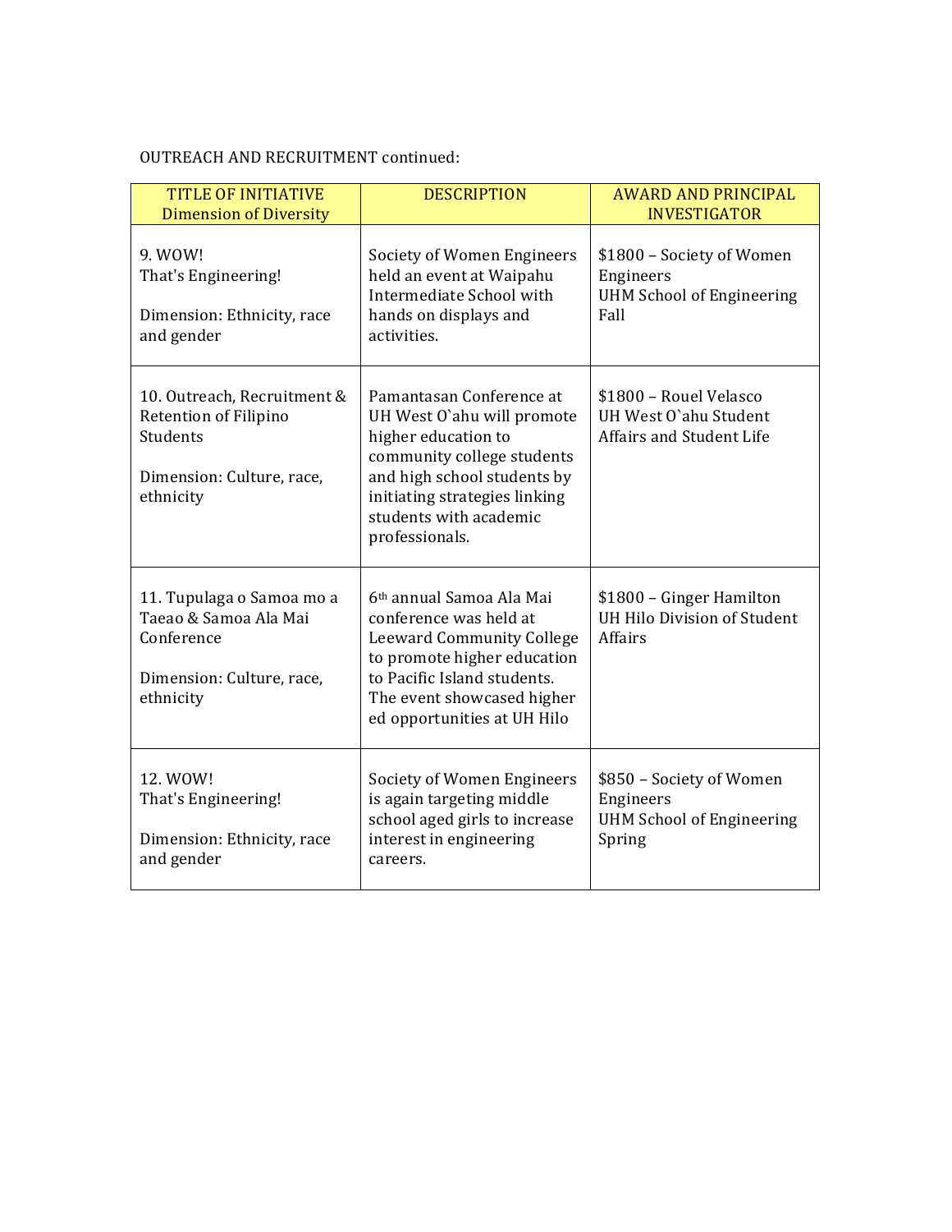OUTREACH AND RECRUITMENT continued:

| TITLE OF INITIATIVE<br>Dimension of Diversity | DESCRIPTION | AWARD AND PRINCIPAL INVESTIGATOR |
|---|---|---|
| 9. WOW!<br>That's Engineering!<br><br>Dimension: Ethnicity, race and gender | Society of Women Engineers held an event at Waipahu Intermediate School with hands on displays and activities. | $1800 – Society of Women Engineers<br>UHM School of Engineering<br>Fall |
| 10. Outreach, Recruitment & Retention of Filipino Students<br><br>Dimension: Culture, race, ethnicity | Pamantasan Conference at UH West O`ahu will promote higher education to community college students and high school students by initiating strategies linking students with academic professionals. | $1800 – Rouel Velasco<br>UH West O`ahu Student Affairs and Student Life |
| 11. Tupulaga o Samoa mo a Taeao & Samoa Ala Mai Conference<br><br>Dimension: Culture, race, ethnicity | 6th annual Samoa Ala Mai conference was held at Leeward Community College to promote higher education to Pacific Island students. The event showcased higher ed opportunities at UH Hilo | $1800 – Ginger Hamilton<br>UH Hilo Division of Student Affairs |
| 12. WOW!<br>That's Engineering!<br><br>Dimension: Ethnicity, race and gender | Society of Women Engineers is again targeting middle school aged girls to increase interest in engineering careers. | $850 – Society of Women Engineers<br>UHM School of Engineering<br>Spring |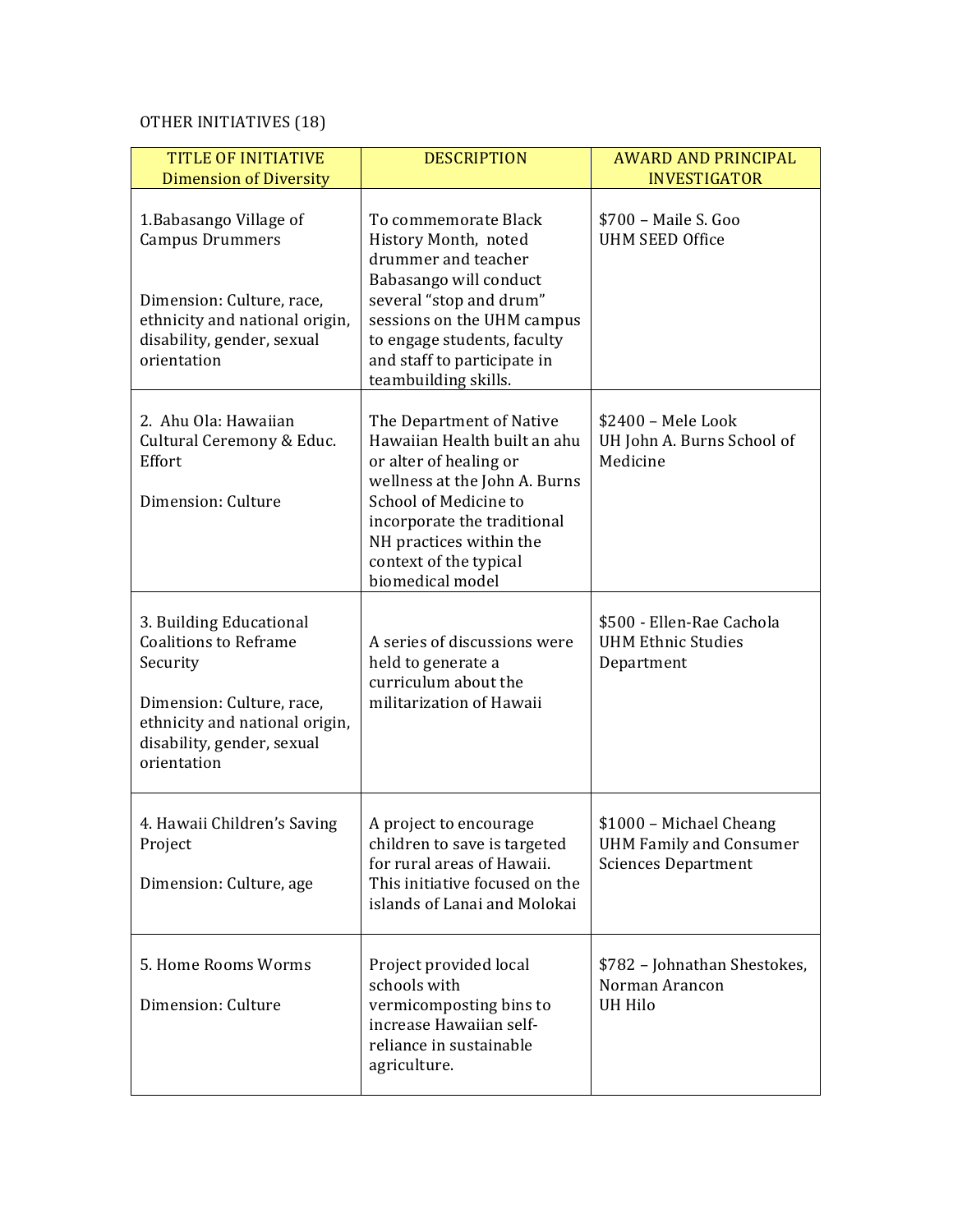OTHER INITIATIVES (18)

| TITLE OF INITIATIVE<br>Dimension of Diversity | DESCRIPTION | AWARD AND PRINCIPAL INVESTIGATOR |
|---|---|---|
| 1.Babasango Village of Campus Drummers<br><br>Dimension: Culture, race, ethnicity and national origin, disability, gender, sexual orientation | To commemorate Black History Month, noted drummer and teacher Babasango will conduct several "stop and drum" sessions on the UHM campus to engage students, faculty and staff to participate in teambuilding skills. | $700 – Maile S. Goo<br>UHM SEED Office |
| 2. Ahu Ola: Hawaiian Cultural Ceremony & Educ. Effort<br><br>Dimension: Culture | The Department of Native Hawaiian Health built an ahu or alter of healing or wellness at the John A. Burns School of Medicine to incorporate the traditional NH practices within the context of the typical biomedical model | $2400 – Mele Look<br>UH John A. Burns School of Medicine |
| 3. Building Educational Coalitions to Reframe Security<br><br>Dimension: Culture, race, ethnicity and national origin, disability, gender, sexual orientation | A series of discussions were held to generate a curriculum about the militarization of Hawaii | $500 - Ellen-Rae Cachola<br>UHM Ethnic Studies Department |
| 4. Hawaii Children's Saving Project<br><br>Dimension: Culture, age | A project to encourage children to save is targeted for rural areas of Hawaii. This initiative focused on the islands of Lanai and Molokai | $1000 – Michael Cheang<br>UHM Family and Consumer Sciences Department |
| 5. Home Rooms Worms<br><br>Dimension: Culture | Project provided local schools with vermicomposting bins to increase Hawaiian self-reliance in sustainable agriculture. | $782 – Johnathan Shestokes, Norman Arancon<br>UH Hilo |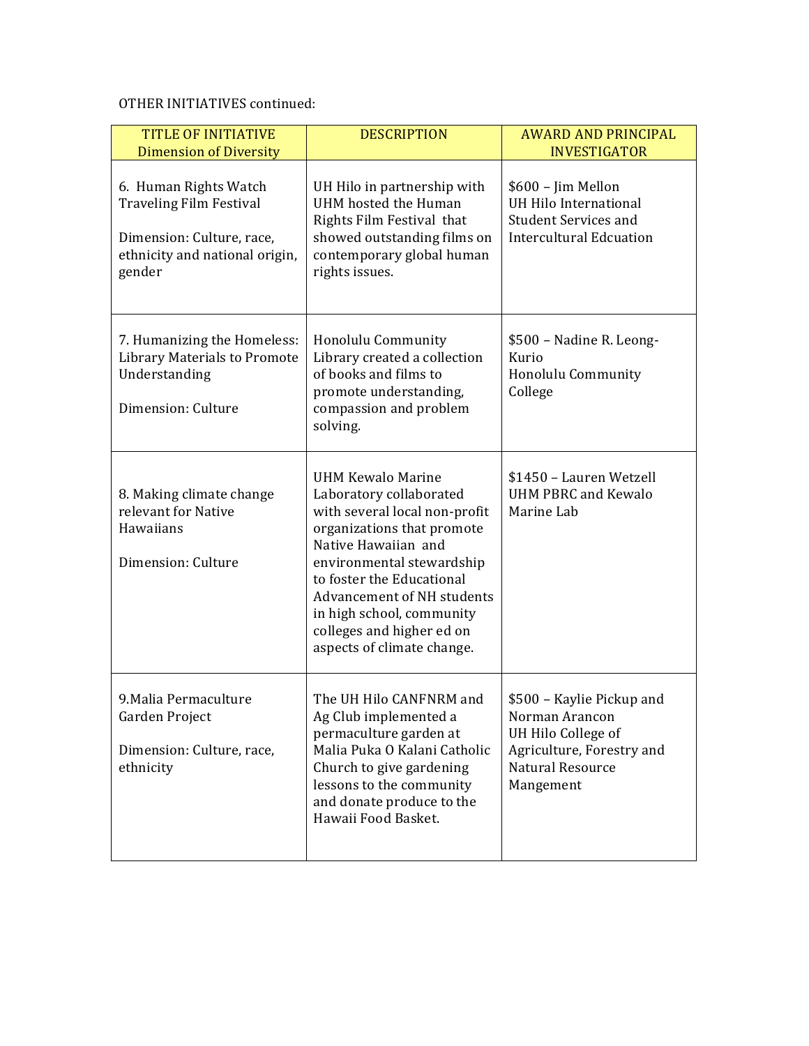OTHER INITIATIVES continued:

| TITLE OF INITIATIVE<br>Dimension of Diversity | DESCRIPTION | AWARD AND PRINCIPAL INVESTIGATOR |
|---|---|---|
| 6. Human Rights Watch Traveling Film Festival<br><br>Dimension: Culture, race, ethnicity and national origin, gender | UH Hilo in partnership with UHM hosted the Human Rights Film Festival that showed outstanding films on contemporary global human rights issues. | $600 – Jim Mellon<br>UH Hilo International Student Services and Intercultural Edcuation |
| 7. Humanizing the Homeless: Library Materials to Promote Understanding<br><br>Dimension: Culture | Honolulu Community Library created a collection of books and films to promote understanding, compassion and problem solving. | $500 – Nadine R. Leong-Kurio<br>Honolulu Community College |
| 8. Making climate change relevant for Native Hawaiians<br><br>Dimension: Culture | UHM Kewalo Marine Laboratory collaborated with several local non-profit organizations that promote Native Hawaiian and environmental stewardship to foster the Educational Advancement of NH students in high school, community colleges and higher ed on aspects of climate change. | $1450 – Lauren Wetzell<br>UHM PBRC and Kewalo Marine Lab |
| 9.Malia Permaculture Garden Project<br><br>Dimension: Culture, race, ethnicity | The UH Hilo CANFNRM and Ag Club implemented a permaculture garden at Malia Puka O Kalani Catholic Church to give gardening lessons to the community and donate produce to the Hawaii Food Basket. | $500 – Kaylie Pickup and Norman Arancon<br>UH Hilo College of Agriculture, Forestry and Natural Resource Mangement |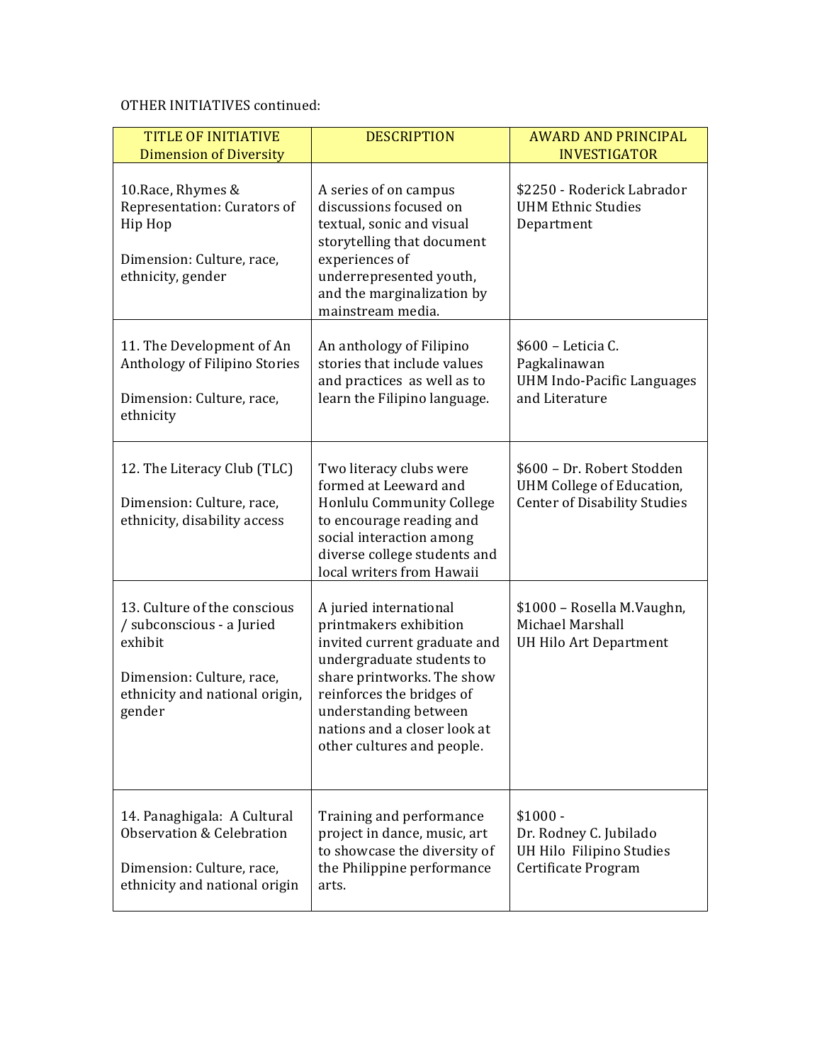OTHER INITIATIVES continued:

| TITLE OF INITIATIVE<br>Dimension of Diversity | DESCRIPTION | AWARD AND PRINCIPAL INVESTIGATOR |
|---|---|---|
| 10.Race, Rhymes & Representation: Curators of Hip Hop<br><br>Dimension: Culture, race, ethnicity, gender | A series of on campus discussions focused on textual, sonic and visual storytelling that document experiences of underrepresented youth, and the marginalization by mainstream media. | $2250 - Roderick Labrador<br>UHM Ethnic Studies Department |
| 11. The Development of An Anthology of Filipino Stories<br><br>Dimension: Culture, race, ethnicity | An anthology of Filipino stories that include values and practices as well as to learn the Filipino language. | $600 – Leticia C. Pagkalinawan<br>UHM Indo-Pacific Languages and Literature |
| 12. The Literacy Club (TLC)<br><br>Dimension: Culture, race, ethnicity, disability access | Two literacy clubs were formed at Leeward and Honlulu Community College to encourage reading and social interaction among diverse college students and local writers from Hawaii | $600 – Dr. Robert Stodden<br>UHM College of Education, Center of Disability Studies |
| 13. Culture of the conscious / subconscious - a Juried exhibit<br><br>Dimension: Culture, race, ethnicity and national origin, gender | A juried international printmakers exhibition invited current graduate and undergraduate students to share printworks. The show reinforces the bridges of understanding between nations and a closer look at other cultures and people. | $1000 – Rosella M.Vaughn, Michael Marshall<br>UH Hilo Art Department |
| 14. Panaghigala: A Cultural Observation & Celebration<br><br>Dimension: Culture, race, ethnicity and national origin | Training and performance project in dance, music, art to showcase the diversity of the Philippine performance arts. | $1000 -<br>Dr. Rodney C. Jubilado<br>UH Hilo Filipino Studies Certificate Program |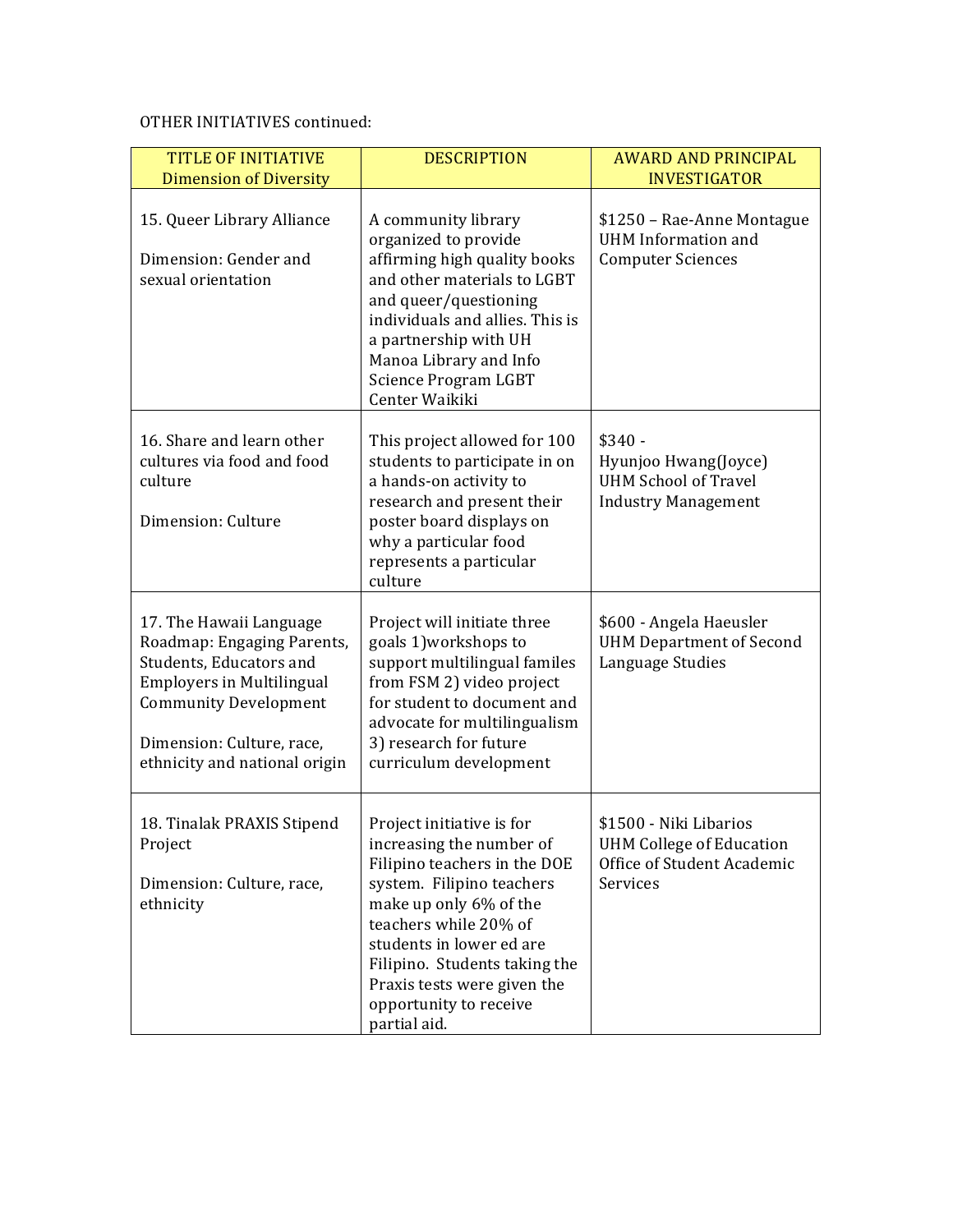OTHER INITIATIVES continued:

| TITLE OF INITIATIVE<br>Dimension of Diversity | DESCRIPTION | AWARD AND PRINCIPAL INVESTIGATOR |
|---|---|---|
| 15. Queer Library Alliance<br><br>Dimension: Gender and sexual orientation | A community library organized to provide affirming high quality books and other materials to LGBT and queer/questioning individuals and allies. This is a partnership with UH Manoa Library and Info Science Program LGBT Center Waikiki | $1250 – Rae-Anne Montague UHM Information and Computer Sciences |
| 16. Share and learn other cultures via food and food culture<br><br>Dimension: Culture | This project allowed for 100 students to participate in on a hands-on activity to research and present their poster board displays on why a particular food represents a particular culture | $340 - Hyunjoo Hwang(Joyce) UHM School of Travel Industry Management |
| 17. The Hawaii Language Roadmap: Engaging Parents, Students, Educators and Employers in Multilingual Community Development<br><br>Dimension: Culture, race, ethnicity and national origin | Project will initiate three goals 1)workshops to support multilingual familes from FSM 2) video project for student to document and advocate for multilingualism 3) research for future curriculum development | $600 - Angela Haeusler UHM Department of Second Language Studies |
| 18. Tinalak PRAXIS Stipend Project<br><br>Dimension: Culture, race, ethnicity | Project initiative is for increasing the number of Filipino teachers in the DOE system. Filipino teachers make up only 6% of the teachers while 20% of students in lower ed are Filipino. Students taking the Praxis tests were given the opportunity to receive partial aid. | $1500 - Niki Libarios UHM College of Education Office of Student Academic Services |